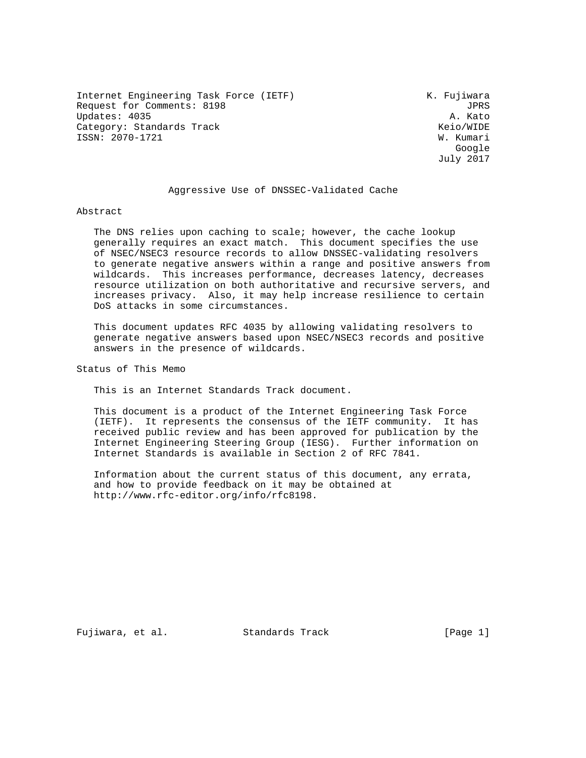Internet Engineering Task Force (IETF) K. Fujiwara
Request for Comments: 8198 JPRS
Updates: 4035 A. Kato
Category: Standards Track Keio/WIDE
ISSN: 2070-1721 W. Kumari
Google
July 2017

# Aggressive Use of DNSSEC-Validated Cache

## Abstract

The DNS relies upon caching to scale; however, the cache lookup generally requires an exact match. This document specifies the use of NSEC/NSEC3 resource records to allow DNSSEC-validating resolvers to generate negative answers within a range and positive answers from wildcards. This increases performance, decreases latency, decreases resource utilization on both authoritative and recursive servers, and increases privacy. Also, it may help increase resilience to certain DoS attacks in some circumstances.

This document updates RFC 4035 by allowing validating resolvers to generate negative answers based upon NSEC/NSEC3 records and positive answers in the presence of wildcards.

## Status of This Memo

This is an Internet Standards Track document.

This document is a product of the Internet Engineering Task Force (IETF). It represents the consensus of the IETF community. It has received public review and has been approved for publication by the Internet Engineering Steering Group (IESG). Further information on Internet Standards is available in Section 2 of RFC 7841.

Information about the current status of this document, any errata, and how to provide feedback on it may be obtained at http://www.rfc-editor.org/info/rfc8198.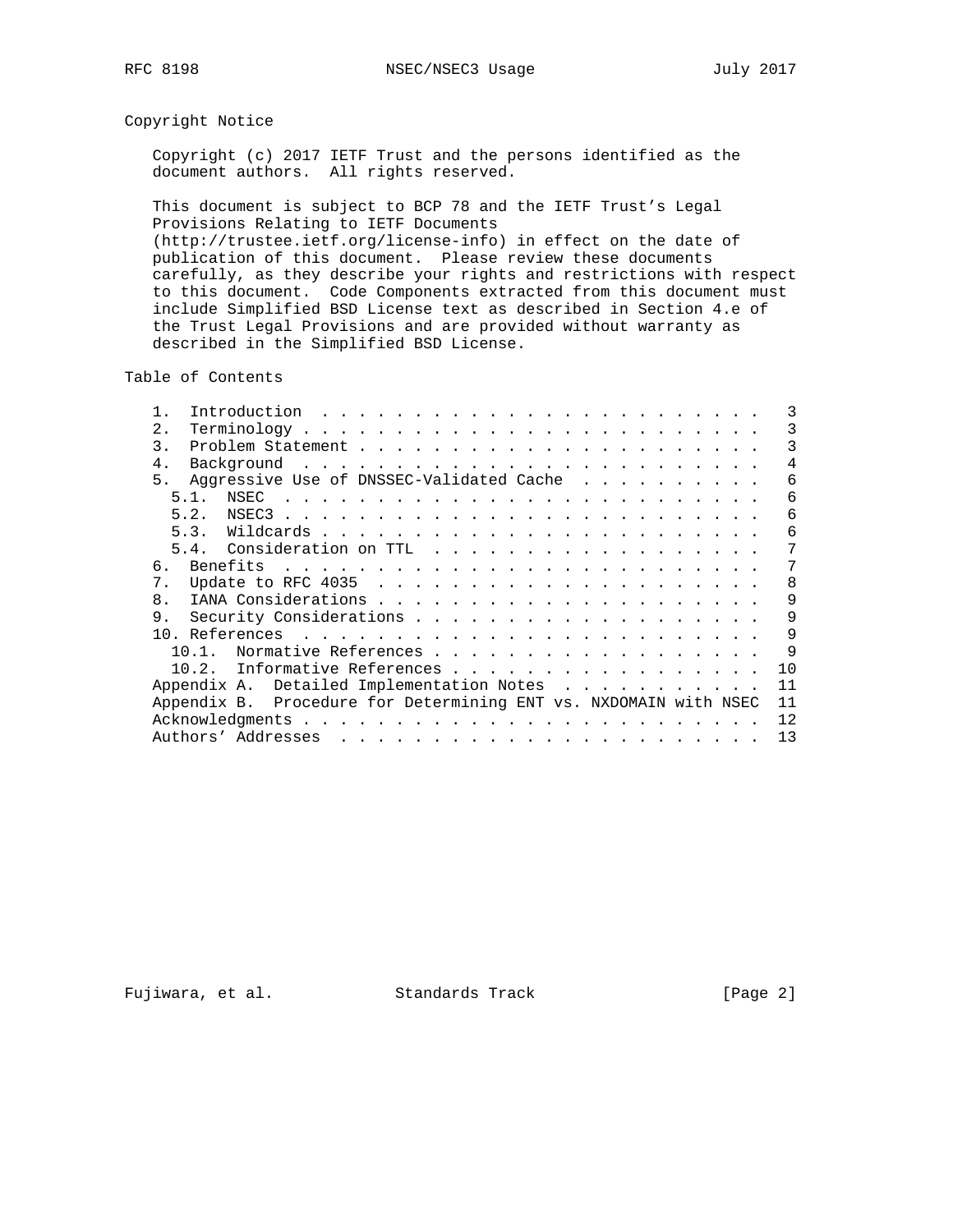## Copyright Notice

Copyright (c) 2017 IETF Trust and the persons identified as the document authors. All rights reserved.

This document is subject to BCP 78 and the IETF Trust's Legal Provisions Relating to IETF Documents (http://trustee.ietf.org/license-info) in effect on the date of publication of this document. Please review these documents carefully, as they describe your rights and restrictions with respect to this document. Code Components extracted from this document must include Simplified BSD License text as described in Section 4.e of the Trust Legal Provisions and are provided without warranty as described in the Simplified BSD License.

## Table of Contents

```
   1.  Introduction  . . . . . . . . . . . . . . . . . . . . . . . .   3
   2.  Terminology . . . . . . . . . . . . . . . . . . . . . . . . .   3
   3.  Problem Statement . . . . . . . . . . . . . . . . . . . . . .   3
   4.  Background  . . . . . . . . . . . . . . . . . . . . . . . . .   4
   5.  Aggressive Use of DNSSEC-Validated Cache  . . . . . . . . . .   6
     5.1.  NSEC  . . . . . . . . . . . . . . . . . . . . . . . . . .   6
     5.2.  NSEC3 . . . . . . . . . . . . . . . . . . . . . . . . . .   6
     5.3.  Wildcards . . . . . . . . . . . . . . . . . . . . . . . .   6
     5.4.  Consideration on TTL  . . . . . . . . . . . . . . . . . .   7
   6.  Benefits  . . . . . . . . . . . . . . . . . . . . . . . . . .   7
   7.  Update to RFC 4035  . . . . . . . . . . . . . . . . . . . . .   8
   8.  IANA Considerations . . . . . . . . . . . . . . . . . . . . .   9
   9.  Security Considerations . . . . . . . . . . . . . . . . . . .   9
   10. References  . . . . . . . . . . . . . . . . . . . . . . . . .   9
     10.1.  Normative References . . . . . . . . . . . . . . . . . .   9
     10.2.  Informative References . . . . . . . . . . . . . . . . .  10
   Appendix A.  Detailed Implementation Notes  . . . . . . . . . . .  11
   Appendix B.  Procedure for Determining ENT vs. NXDOMAIN with NSEC  11
   Acknowledgments . . . . . . . . . . . . . . . . . . . . . . . . .  12
   Authors' Addresses  . . . . . . . . . . . . . . . . . . . . . . .  13
```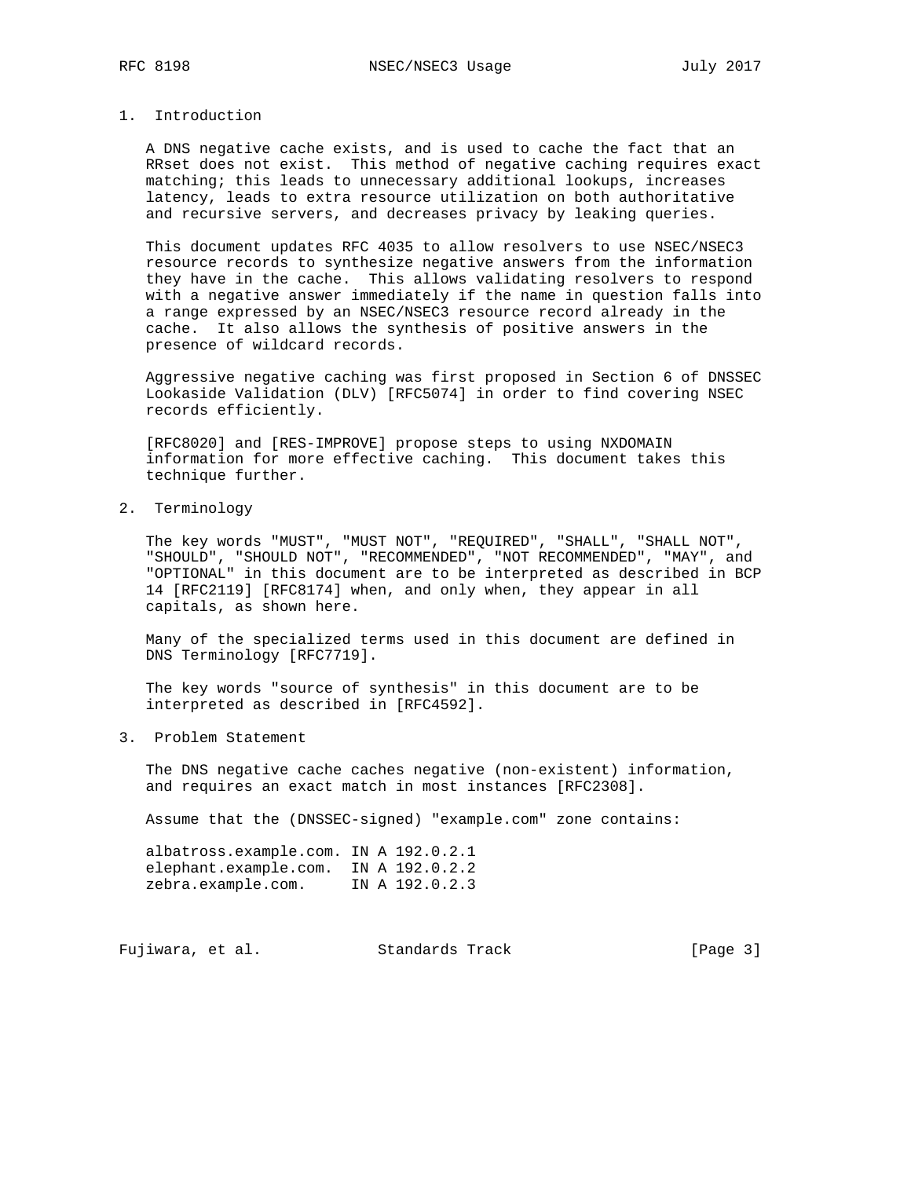## 1. Introduction

A DNS negative cache exists, and is used to cache the fact that an RRset does not exist. This method of negative caching requires exact matching; this leads to unnecessary additional lookups, increases latency, leads to extra resource utilization on both authoritative and recursive servers, and decreases privacy by leaking queries.

This document updates RFC 4035 to allow resolvers to use NSEC/NSEC3 resource records to synthesize negative answers from the information they have in the cache. This allows validating resolvers to respond with a negative answer immediately if the name in question falls into a range expressed by an NSEC/NSEC3 resource record already in the cache. It also allows the synthesis of positive answers in the presence of wildcard records.

Aggressive negative caching was first proposed in Section 6 of DNSSEC Lookaside Validation (DLV) [RFC5074] in order to find covering NSEC records efficiently.

[RFC8020] and [RES-IMPROVE] propose steps to using NXDOMAIN information for more effective caching. This document takes this technique further.

## 2. Terminology

The key words "MUST", "MUST NOT", "REQUIRED", "SHALL", "SHALL NOT", "SHOULD", "SHOULD NOT", "RECOMMENDED", "NOT RECOMMENDED", "MAY", and "OPTIONAL" in this document are to be interpreted as described in BCP 14 [RFC2119] [RFC8174] when, and only when, they appear in all capitals, as shown here.

Many of the specialized terms used in this document are defined in DNS Terminology [RFC7719].

The key words "source of synthesis" in this document are to be interpreted as described in [RFC4592].

## 3. Problem Statement

The DNS negative cache caches negative (non-existent) information, and requires an exact match in most instances [RFC2308].

Assume that the (DNSSEC-signed) "example.com" zone contains:

```
albatross.example.com. IN A 192.0.2.1
elephant.example.com.  IN A 192.0.2.2
zebra.example.com.     IN A 192.0.2.3
```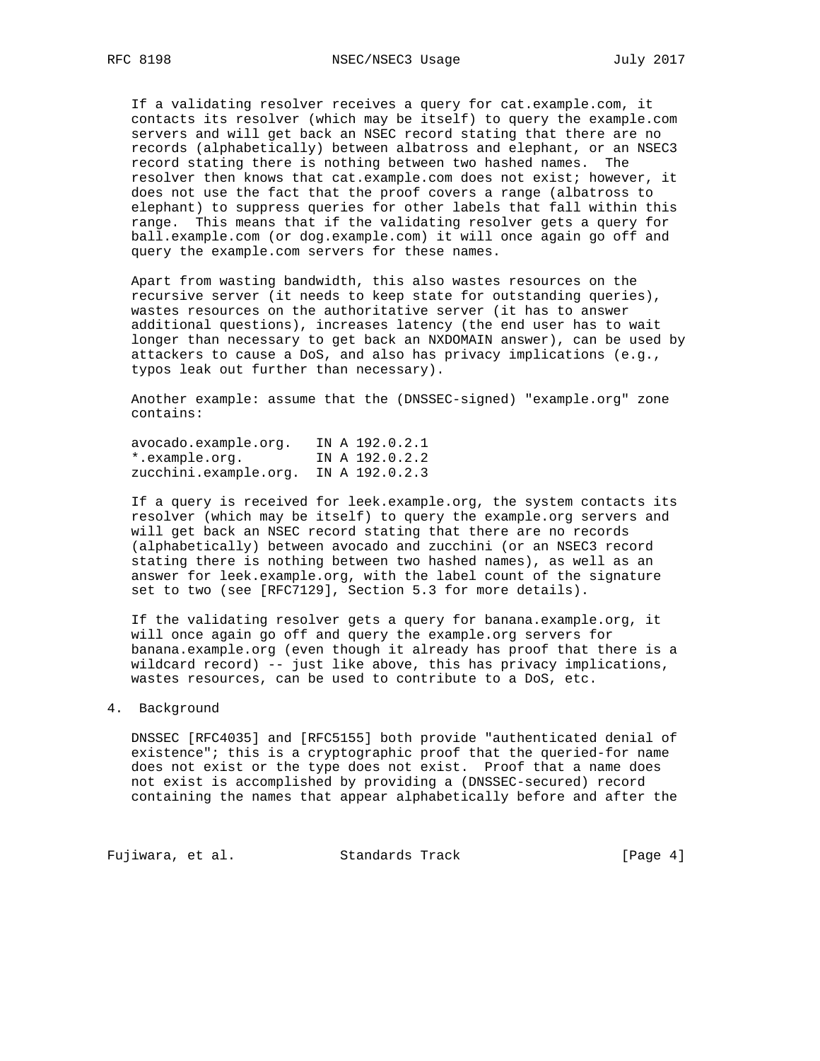If a validating resolver receives a query for cat.example.com, it contacts its resolver (which may be itself) to query the example.com servers and will get back an NSEC record stating that there are no records (alphabetically) between albatross and elephant, or an NSEC3 record stating there is nothing between two hashed names. The resolver then knows that cat.example.com does not exist; however, it does not use the fact that the proof covers a range (albatross to elephant) to suppress queries for other labels that fall within this range. This means that if the validating resolver gets a query for ball.example.com (or dog.example.com) it will once again go off and query the example.com servers for these names.

Apart from wasting bandwidth, this also wastes resources on the recursive server (it needs to keep state for outstanding queries), wastes resources on the authoritative server (it has to answer additional questions), increases latency (the end user has to wait longer than necessary to get back an NXDOMAIN answer), can be used by attackers to cause a DoS, and also has privacy implications (e.g., typos leak out further than necessary).

Another example: assume that the (DNSSEC-signed) "example.org" zone contains:

```
avocado.example.org.   IN A 192.0.2.1
*.example.org.         IN A 192.0.2.2
zucchini.example.org.  IN A 192.0.2.3
```

If a query is received for leek.example.org, the system contacts its resolver (which may be itself) to query the example.org servers and will get back an NSEC record stating that there are no records (alphabetically) between avocado and zucchini (or an NSEC3 record stating there is nothing between two hashed names), as well as an answer for leek.example.org, with the label count of the signature set to two (see [RFC7129], Section 5.3 for more details).

If the validating resolver gets a query for banana.example.org, it will once again go off and query the example.org servers for banana.example.org (even though it already has proof that there is a wildcard record) -- just like above, this has privacy implications, wastes resources, can be used to contribute to a DoS, etc.

## 4. Background

DNSSEC [RFC4035] and [RFC5155] both provide "authenticated denial of existence"; this is a cryptographic proof that the queried-for name does not exist or the type does not exist. Proof that a name does not exist is accomplished by providing a (DNSSEC-secured) record containing the names that appear alphabetically before and after the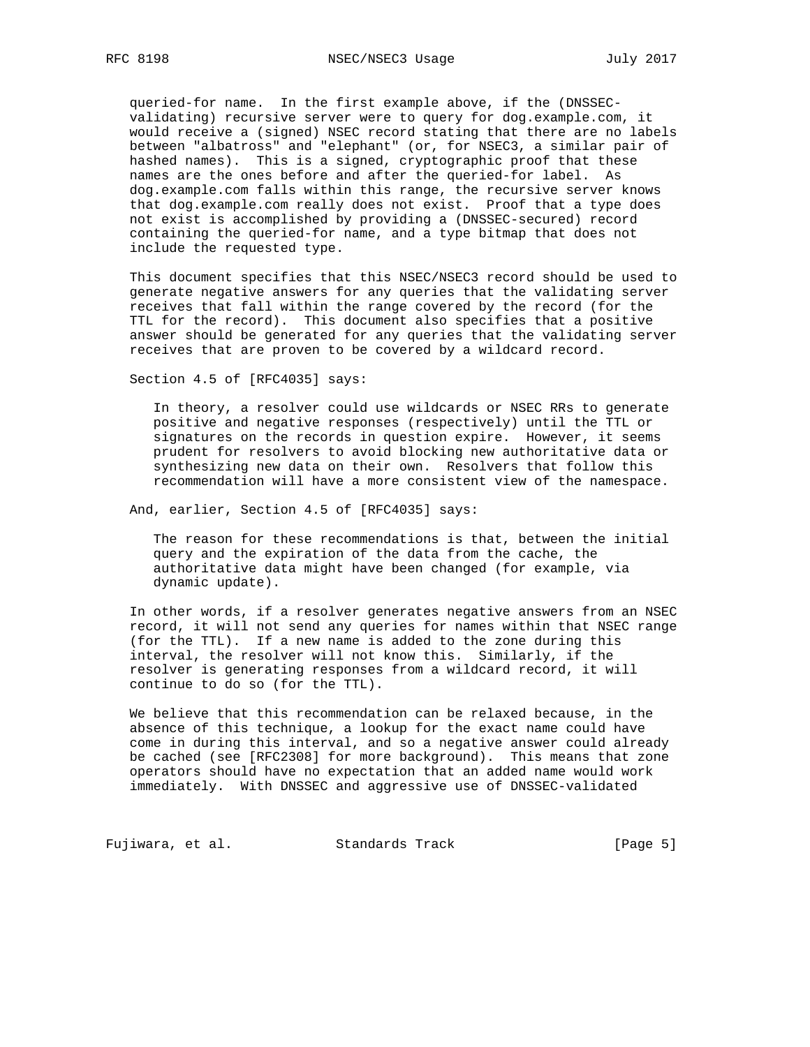queried-for name. In the first example above, if the (DNSSEC-validating) recursive server were to query for dog.example.com, it would receive a (signed) NSEC record stating that there are no labels between "albatross" and "elephant" (or, for NSEC3, a similar pair of hashed names). This is a signed, cryptographic proof that these names are the ones before and after the queried-for label. As dog.example.com falls within this range, the recursive server knows that dog.example.com really does not exist. Proof that a type does not exist is accomplished by providing a (DNSSEC-secured) record containing the queried-for name, and a type bitmap that does not include the requested type.

This document specifies that this NSEC/NSEC3 record should be used to generate negative answers for any queries that the validating server receives that fall within the range covered by the record (for the TTL for the record). This document also specifies that a positive answer should be generated for any queries that the validating server receives that are proven to be covered by a wildcard record.

Section 4.5 of [RFC4035] says:

> In theory, a resolver could use wildcards or NSEC RRs to generate positive and negative responses (respectively) until the TTL or signatures on the records in question expire. However, it seems prudent for resolvers to avoid blocking new authoritative data or synthesizing new data on their own. Resolvers that follow this recommendation will have a more consistent view of the namespace.

And, earlier, Section 4.5 of [RFC4035] says:

> The reason for these recommendations is that, between the initial query and the expiration of the data from the cache, the authoritative data might have been changed (for example, via dynamic update).

In other words, if a resolver generates negative answers from an NSEC record, it will not send any queries for names within that NSEC range (for the TTL). If a new name is added to the zone during this interval, the resolver will not know this. Similarly, if the resolver is generating responses from a wildcard record, it will continue to do so (for the TTL).

We believe that this recommendation can be relaxed because, in the absence of this technique, a lookup for the exact name could have come in during this interval, and so a negative answer could already be cached (see [RFC2308] for more background). This means that zone operators should have no expectation that an added name would work immediately. With DNSSEC and aggressive use of DNSSEC-validated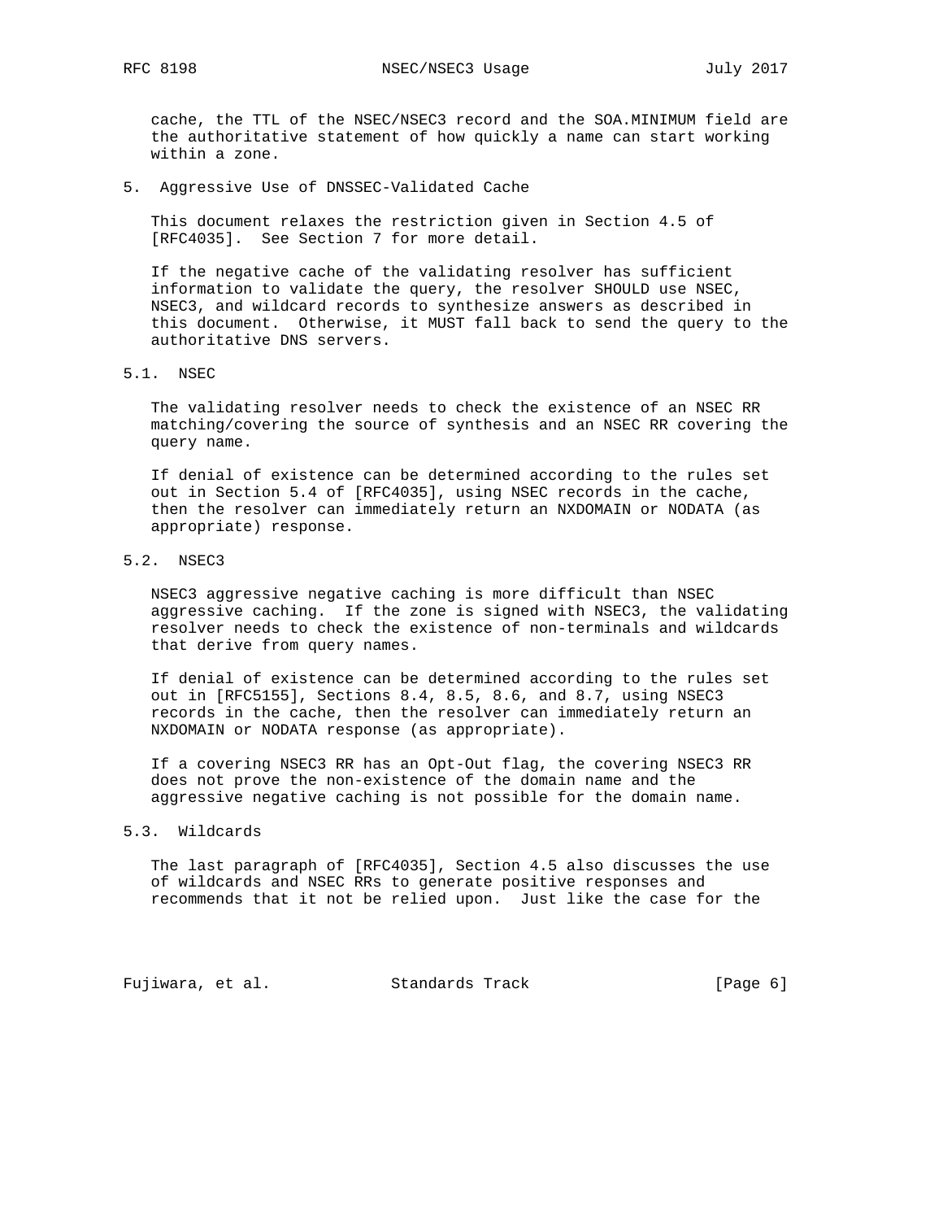cache, the TTL of the NSEC/NSEC3 record and the SOA.MINIMUM field are the authoritative statement of how quickly a name can start working within a zone.

## 5. Aggressive Use of DNSSEC-Validated Cache

This document relaxes the restriction given in Section 4.5 of [RFC4035]. See Section 7 for more detail.

If the negative cache of the validating resolver has sufficient information to validate the query, the resolver SHOULD use NSEC, NSEC3, and wildcard records to synthesize answers as described in this document. Otherwise, it MUST fall back to send the query to the authoritative DNS servers.

### 5.1. NSEC

The validating resolver needs to check the existence of an NSEC RR matching/covering the source of synthesis and an NSEC RR covering the query name.

If denial of existence can be determined according to the rules set out in Section 5.4 of [RFC4035], using NSEC records in the cache, then the resolver can immediately return an NXDOMAIN or NODATA (as appropriate) response.

### 5.2. NSEC3

NSEC3 aggressive negative caching is more difficult than NSEC aggressive caching. If the zone is signed with NSEC3, the validating resolver needs to check the existence of non-terminals and wildcards that derive from query names.

If denial of existence can be determined according to the rules set out in [RFC5155], Sections 8.4, 8.5, 8.6, and 8.7, using NSEC3 records in the cache, then the resolver can immediately return an NXDOMAIN or NODATA response (as appropriate).

If a covering NSEC3 RR has an Opt-Out flag, the covering NSEC3 RR does not prove the non-existence of the domain name and the aggressive negative caching is not possible for the domain name.

### 5.3. Wildcards

The last paragraph of [RFC4035], Section 4.5 also discusses the use of wildcards and NSEC RRs to generate positive responses and recommends that it not be relied upon. Just like the case for the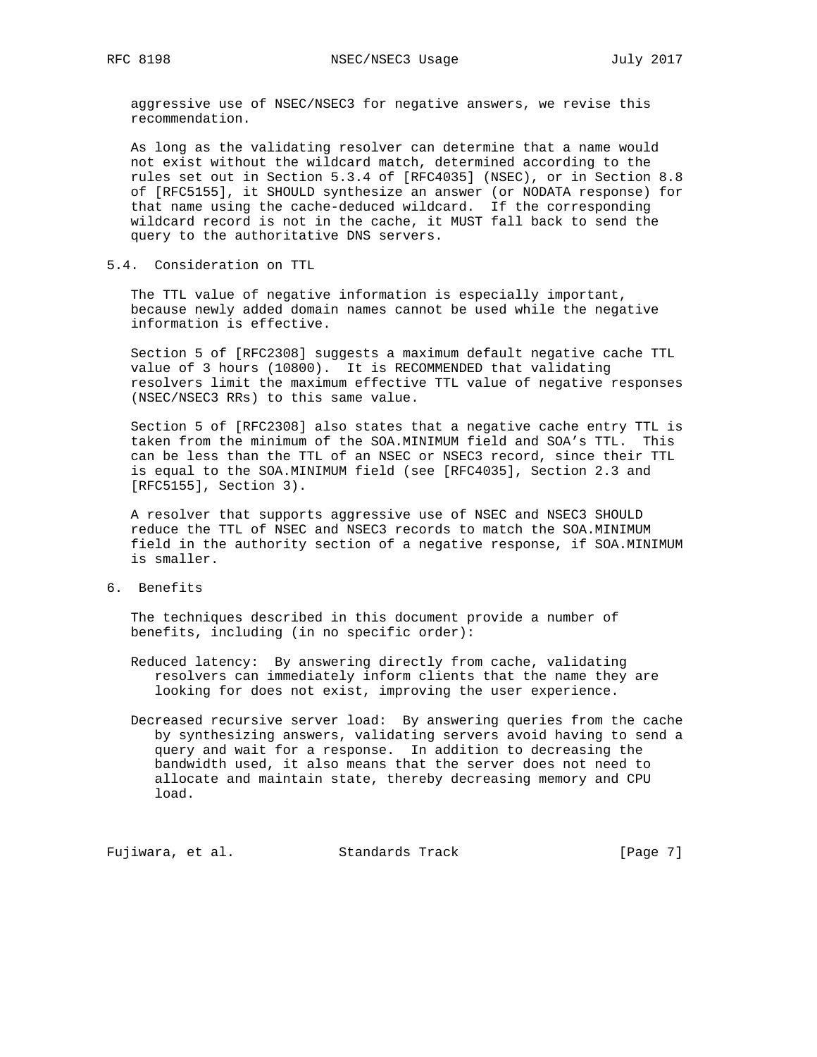aggressive use of NSEC/NSEC3 for negative answers, we revise this recommendation.

As long as the validating resolver can determine that a name would not exist without the wildcard match, determined according to the rules set out in Section 5.3.4 of [RFC4035] (NSEC), or in Section 8.8 of [RFC5155], it SHOULD synthesize an answer (or NODATA response) for that name using the cache-deduced wildcard. If the corresponding wildcard record is not in the cache, it MUST fall back to send the query to the authoritative DNS servers.

### 5.4. Consideration on TTL

The TTL value of negative information is especially important, because newly added domain names cannot be used while the negative information is effective.

Section 5 of [RFC2308] suggests a maximum default negative cache TTL value of 3 hours (10800). It is RECOMMENDED that validating resolvers limit the maximum effective TTL value of negative responses (NSEC/NSEC3 RRs) to this same value.

Section 5 of [RFC2308] also states that a negative cache entry TTL is taken from the minimum of the SOA.MINIMUM field and SOA's TTL. This can be less than the TTL of an NSEC or NSEC3 record, since their TTL is equal to the SOA.MINIMUM field (see [RFC4035], Section 2.3 and [RFC5155], Section 3).

A resolver that supports aggressive use of NSEC and NSEC3 SHOULD reduce the TTL of NSEC and NSEC3 records to match the SOA.MINIMUM field in the authority section of a negative response, if SOA.MINIMUM is smaller.

## 6. Benefits

The techniques described in this document provide a number of benefits, including (in no specific order):

Reduced latency: By answering directly from cache, validating resolvers can immediately inform clients that the name they are looking for does not exist, improving the user experience.

Decreased recursive server load: By answering queries from the cache by synthesizing answers, validating servers avoid having to send a query and wait for a response. In addition to decreasing the bandwidth used, it also means that the server does not need to allocate and maintain state, thereby decreasing memory and CPU load.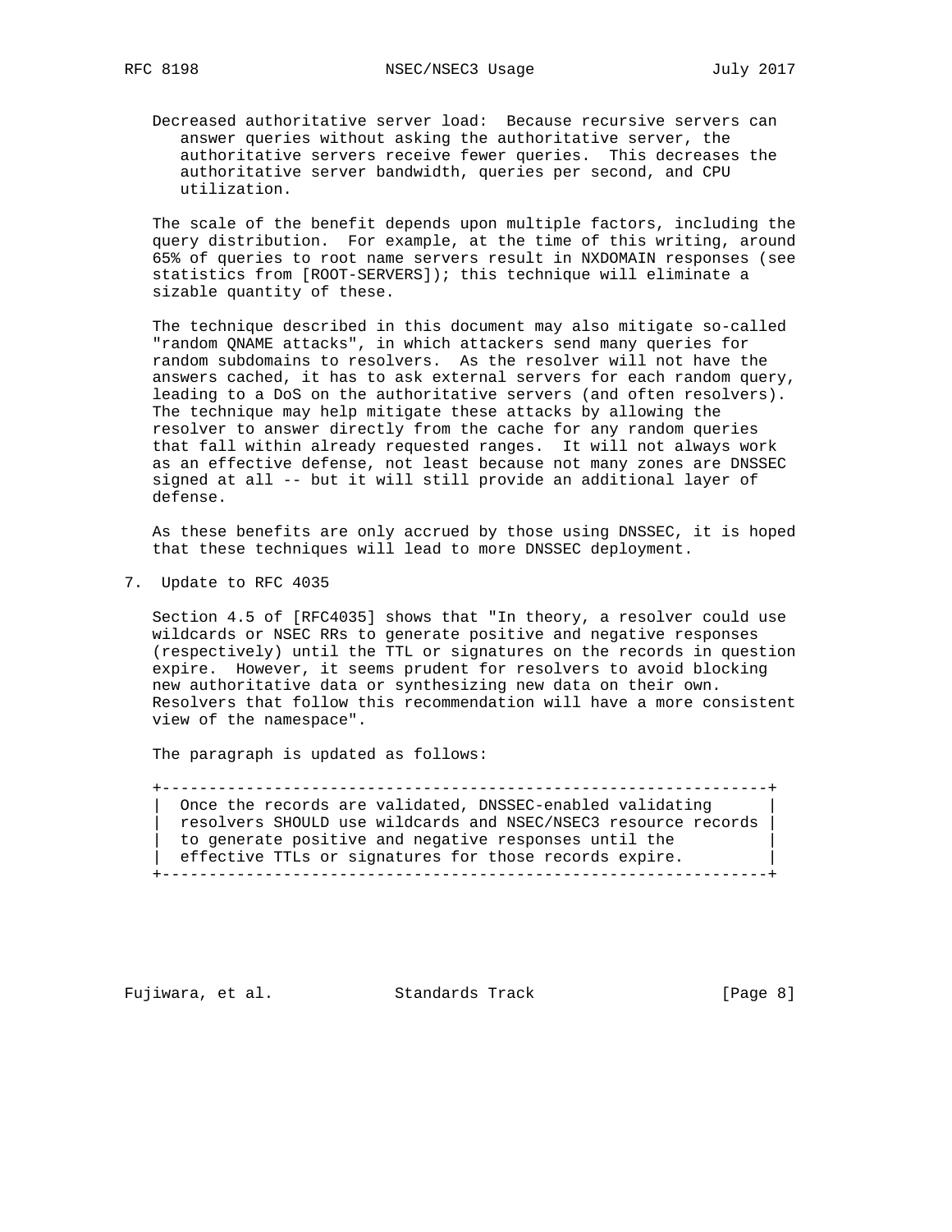Decreased authoritative server load: Because recursive servers can answer queries without asking the authoritative server, the authoritative servers receive fewer queries. This decreases the authoritative server bandwidth, queries per second, and CPU utilization.

The scale of the benefit depends upon multiple factors, including the query distribution. For example, at the time of this writing, around 65% of queries to root name servers result in NXDOMAIN responses (see statistics from [ROOT-SERVERS]); this technique will eliminate a sizable quantity of these.

The technique described in this document may also mitigate so-called "random QNAME attacks", in which attackers send many queries for random subdomains to resolvers. As the resolver will not have the answers cached, it has to ask external servers for each random query, leading to a DoS on the authoritative servers (and often resolvers). The technique may help mitigate these attacks by allowing the resolver to answer directly from the cache for any random queries that fall within already requested ranges. It will not always work as an effective defense, not least because not many zones are DNSSEC signed at all -- but it will still provide an additional layer of defense.

As these benefits are only accrued by those using DNSSEC, it is hoped that these techniques will lead to more DNSSEC deployment.

## 7. Update to RFC 4035

Section 4.5 of [RFC4035] shows that "In theory, a resolver could use wildcards or NSEC RRs to generate positive and negative responses (respectively) until the TTL or signatures on the records in question expire. However, it seems prudent for resolvers to avoid blocking new authoritative data or synthesizing new data on their own. Resolvers that follow this recommendation will have a more consistent view of the namespace".

The paragraph is updated as follows:

```
+-----------------------------------------------------------------+
|  Once the records are validated, DNSSEC-enabled validating      |
|  resolvers SHOULD use wildcards and NSEC/NSEC3 resource records |
|  to generate positive and negative responses until the          |
|  effective TTLs or signatures for those records expire.         |
+-----------------------------------------------------------------+
```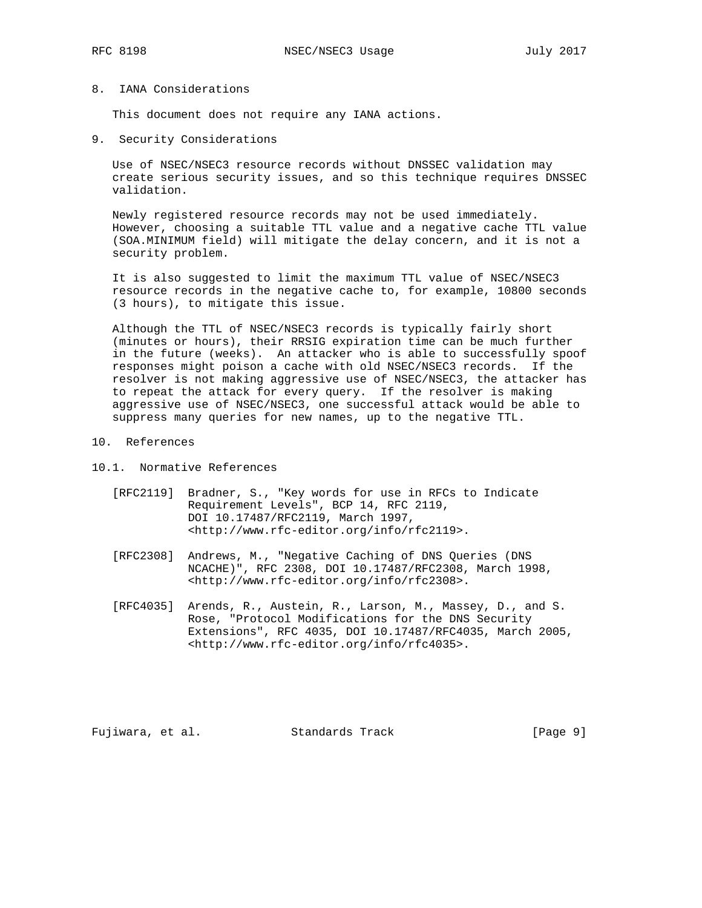## 8. IANA Considerations

This document does not require any IANA actions.

## 9. Security Considerations

Use of NSEC/NSEC3 resource records without DNSSEC validation may create serious security issues, and so this technique requires DNSSEC validation.

Newly registered resource records may not be used immediately. However, choosing a suitable TTL value and a negative cache TTL value (SOA.MINIMUM field) will mitigate the delay concern, and it is not a security problem.

It is also suggested to limit the maximum TTL value of NSEC/NSEC3 resource records in the negative cache to, for example, 10800 seconds (3 hours), to mitigate this issue.

Although the TTL of NSEC/NSEC3 records is typically fairly short (minutes or hours), their RRSIG expiration time can be much further in the future (weeks). An attacker who is able to successfully spoof responses might poison a cache with old NSEC/NSEC3 records. If the resolver is not making aggressive use of NSEC/NSEC3, the attacker has to repeat the attack for every query. If the resolver is making aggressive use of NSEC/NSEC3, one successful attack would be able to suppress many queries for new names, up to the negative TTL.

## 10. References

### 10.1. Normative References

[RFC2119] Bradner, S., "Key words for use in RFCs to Indicate Requirement Levels", BCP 14, RFC 2119, DOI 10.17487/RFC2119, March 1997, <http://www.rfc-editor.org/info/rfc2119>.

[RFC2308] Andrews, M., "Negative Caching of DNS Queries (DNS NCACHE)", RFC 2308, DOI 10.17487/RFC2308, March 1998, <http://www.rfc-editor.org/info/rfc2308>.

[RFC4035] Arends, R., Austein, R., Larson, M., Massey, D., and S. Rose, "Protocol Modifications for the DNS Security Extensions", RFC 4035, DOI 10.17487/RFC4035, March 2005, <http://www.rfc-editor.org/info/rfc4035>.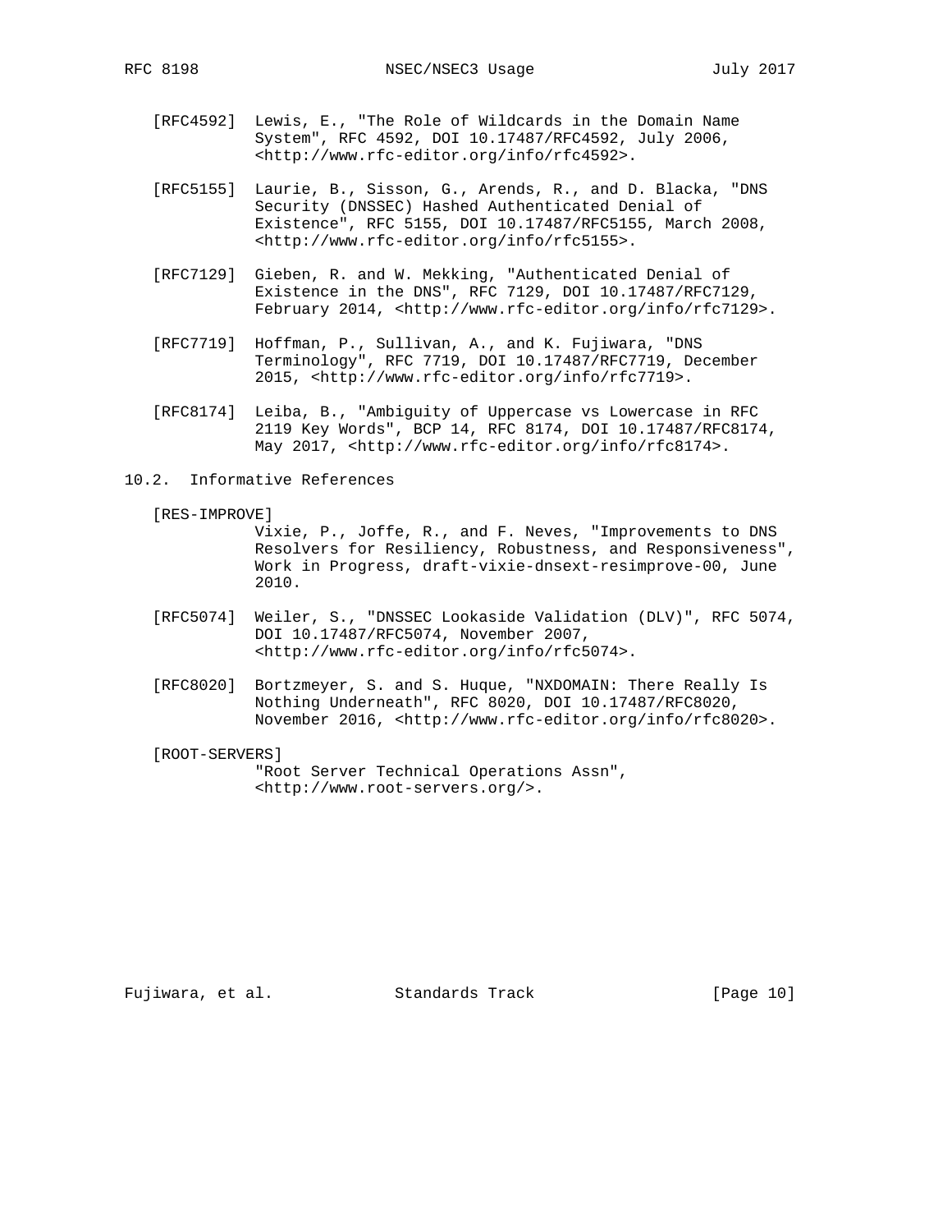[RFC4592] Lewis, E., "The Role of Wildcards in the Domain Name System", RFC 4592, DOI 10.17487/RFC4592, July 2006, <http://www.rfc-editor.org/info/rfc4592>.

[RFC5155] Laurie, B., Sisson, G., Arends, R., and D. Blacka, "DNS Security (DNSSEC) Hashed Authenticated Denial of Existence", RFC 5155, DOI 10.17487/RFC5155, March 2008, <http://www.rfc-editor.org/info/rfc5155>.

[RFC7129] Gieben, R. and W. Mekking, "Authenticated Denial of Existence in the DNS", RFC 7129, DOI 10.17487/RFC7129, February 2014, <http://www.rfc-editor.org/info/rfc7129>.

[RFC7719] Hoffman, P., Sullivan, A., and K. Fujiwara, "DNS Terminology", RFC 7719, DOI 10.17487/RFC7719, December 2015, <http://www.rfc-editor.org/info/rfc7719>.

[RFC8174] Leiba, B., "Ambiguity of Uppercase vs Lowercase in RFC 2119 Key Words", BCP 14, RFC 8174, DOI 10.17487/RFC8174, May 2017, <http://www.rfc-editor.org/info/rfc8174>.

## 10.2. Informative References

[RES-IMPROVE] Vixie, P., Joffe, R., and F. Neves, "Improvements to DNS Resolvers for Resiliency, Robustness, and Responsiveness", Work in Progress, draft-vixie-dnsext-resimprove-00, June 2010.

[RFC5074] Weiler, S., "DNSSEC Lookaside Validation (DLV)", RFC 5074, DOI 10.17487/RFC5074, November 2007, <http://www.rfc-editor.org/info/rfc5074>.

[RFC8020] Bortzmeyer, S. and S. Huque, "NXDOMAIN: There Really Is Nothing Underneath", RFC 8020, DOI 10.17487/RFC8020, November 2016, <http://www.rfc-editor.org/info/rfc8020>.

[ROOT-SERVERS] "Root Server Technical Operations Assn", <http://www.root-servers.org/>.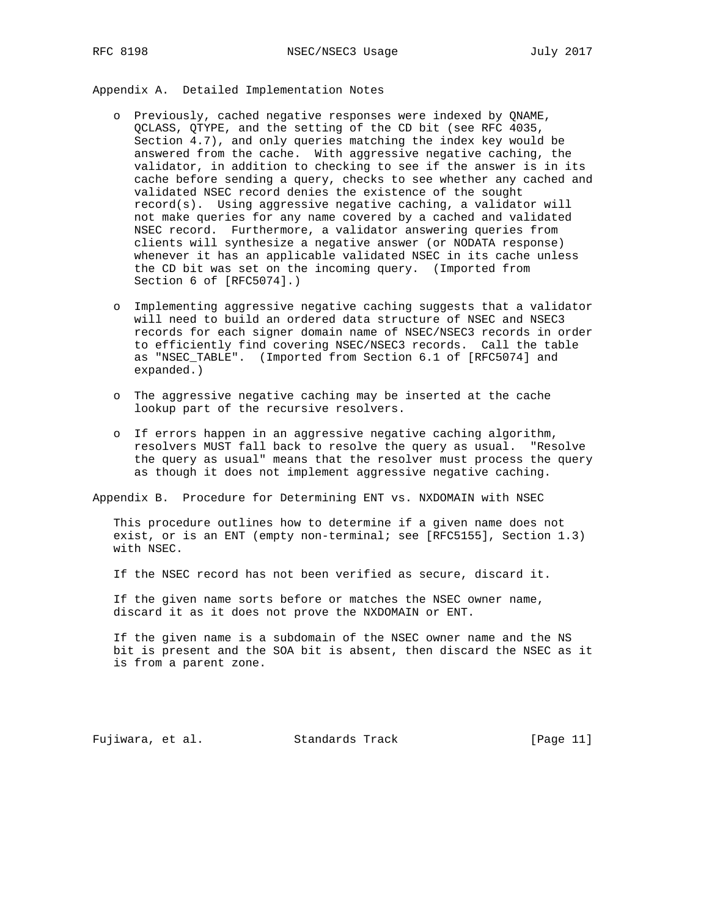## Appendix A. Detailed Implementation Notes

- Previously, cached negative responses were indexed by QNAME, QCLASS, QTYPE, and the setting of the CD bit (see RFC 4035, Section 4.7), and only queries matching the index key would be answered from the cache. With aggressive negative caching, the validator, in addition to checking to see if the answer is in its cache before sending a query, checks to see whether any cached and validated NSEC record denies the existence of the sought record(s). Using aggressive negative caching, a validator will not make queries for any name covered by a cached and validated NSEC record. Furthermore, a validator answering queries from clients will synthesize a negative answer (or NODATA response) whenever it has an applicable validated NSEC in its cache unless the CD bit was set on the incoming query. (Imported from Section 6 of [RFC5074].)

- Implementing aggressive negative caching suggests that a validator will need to build an ordered data structure of NSEC and NSEC3 records for each signer domain name of NSEC/NSEC3 records in order to efficiently find covering NSEC/NSEC3 records. Call the table as "NSEC_TABLE". (Imported from Section 6.1 of [RFC5074] and expanded.)

- The aggressive negative caching may be inserted at the cache lookup part of the recursive resolvers.

- If errors happen in an aggressive negative caching algorithm, resolvers MUST fall back to resolve the query as usual. "Resolve the query as usual" means that the resolver must process the query as though it does not implement aggressive negative caching.

## Appendix B. Procedure for Determining ENT vs. NXDOMAIN with NSEC

This procedure outlines how to determine if a given name does not exist, or is an ENT (empty non-terminal; see [RFC5155], Section 1.3) with NSEC.

If the NSEC record has not been verified as secure, discard it.

If the given name sorts before or matches the NSEC owner name, discard it as it does not prove the NXDOMAIN or ENT.

If the given name is a subdomain of the NSEC owner name and the NS bit is present and the SOA bit is absent, then discard the NSEC as it is from a parent zone.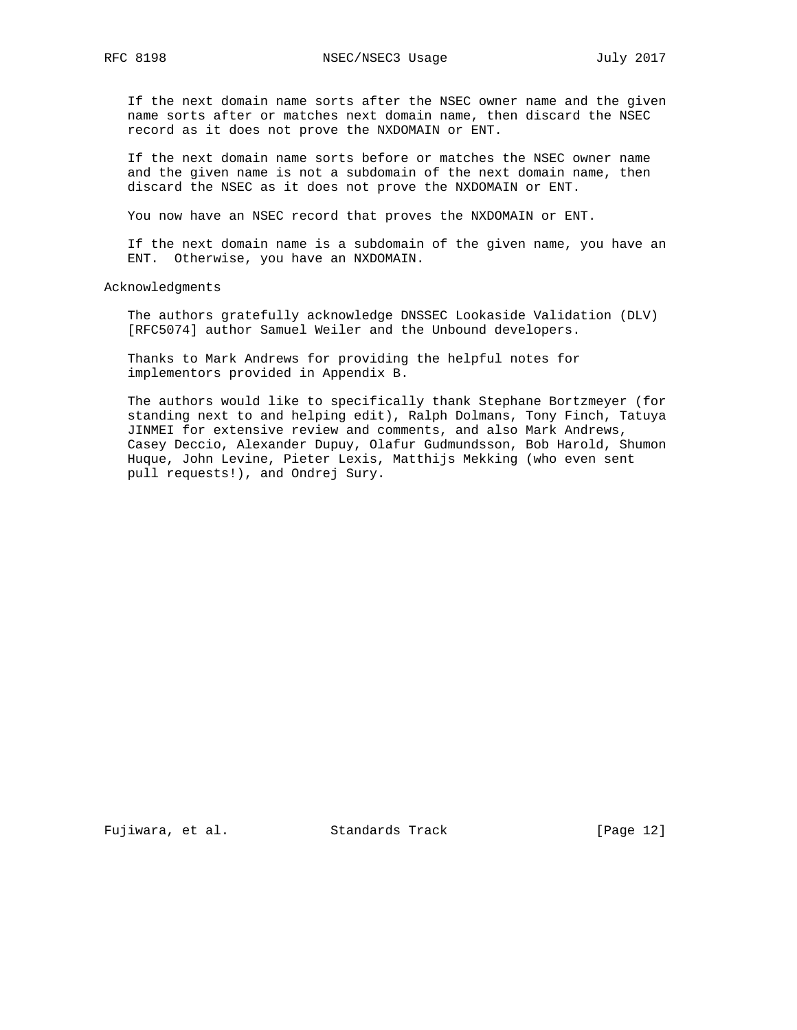If the next domain name sorts after the NSEC owner name and the given name sorts after or matches next domain name, then discard the NSEC record as it does not prove the NXDOMAIN or ENT.

If the next domain name sorts before or matches the NSEC owner name and the given name is not a subdomain of the next domain name, then discard the NSEC as it does not prove the NXDOMAIN or ENT.

You now have an NSEC record that proves the NXDOMAIN or ENT.

If the next domain name is a subdomain of the given name, you have an ENT. Otherwise, you have an NXDOMAIN.

## Acknowledgments

The authors gratefully acknowledge DNSSEC Lookaside Validation (DLV) [RFC5074] author Samuel Weiler and the Unbound developers.

Thanks to Mark Andrews for providing the helpful notes for implementors provided in Appendix B.

The authors would like to specifically thank Stephane Bortzmeyer (for standing next to and helping edit), Ralph Dolmans, Tony Finch, Tatuya JINMEI for extensive review and comments, and also Mark Andrews, Casey Deccio, Alexander Dupuy, Olafur Gudmundsson, Bob Harold, Shumon Huque, John Levine, Pieter Lexis, Matthijs Mekking (who even sent pull requests!), and Ondrej Sury.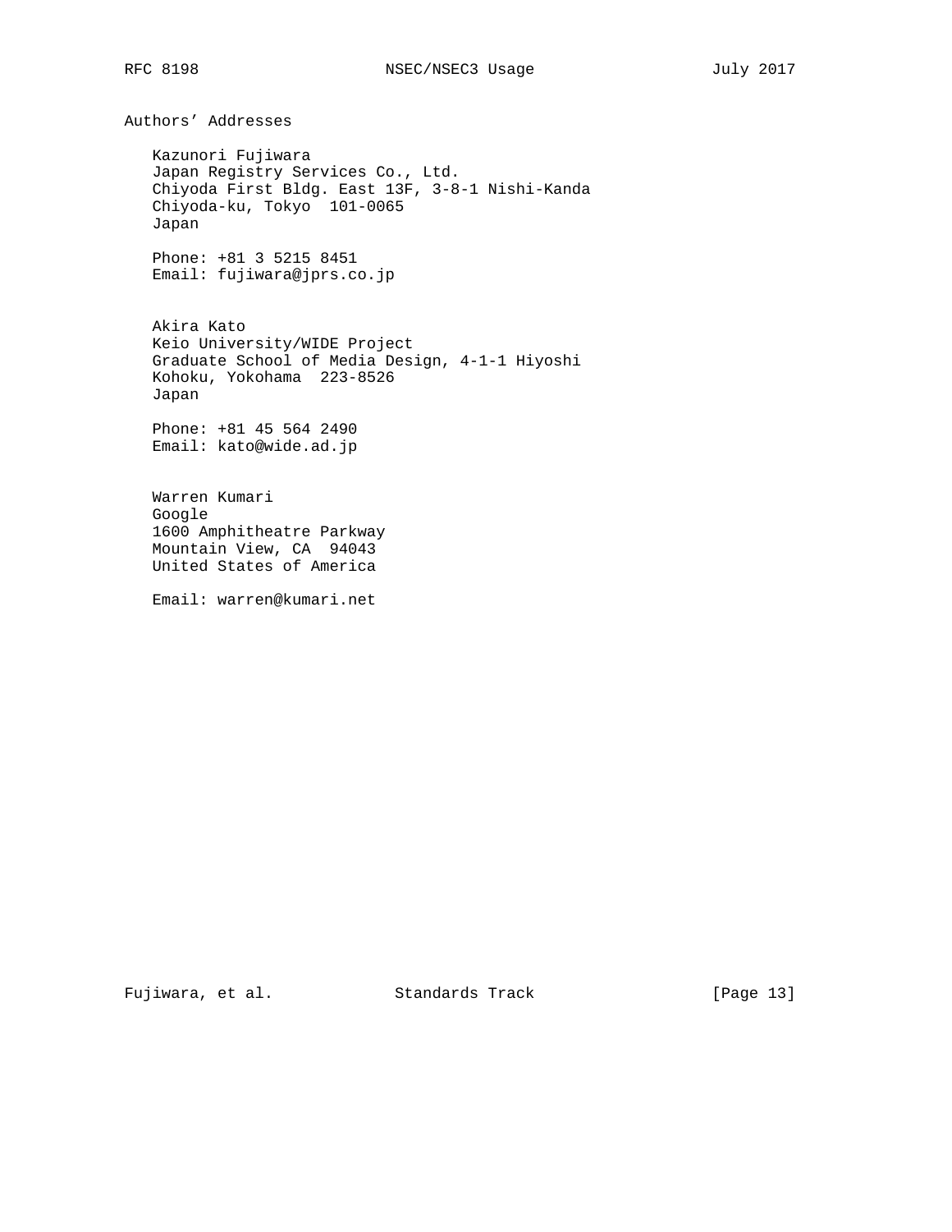## Authors' Addresses

Kazunori Fujiwara
Japan Registry Services Co., Ltd.
Chiyoda First Bldg. East 13F, 3-8-1 Nishi-Kanda
Chiyoda-ku, Tokyo  101-0065
Japan

Phone: +81 3 5215 8451
Email: fujiwara@jprs.co.jp

Akira Kato
Keio University/WIDE Project
Graduate School of Media Design, 4-1-1 Hiyoshi
Kohoku, Yokohama  223-8526
Japan

Phone: +81 45 564 2490
Email: kato@wide.ad.jp

Warren Kumari
Google
1600 Amphitheatre Parkway
Mountain View, CA  94043
United States of America

Email: warren@kumari.net